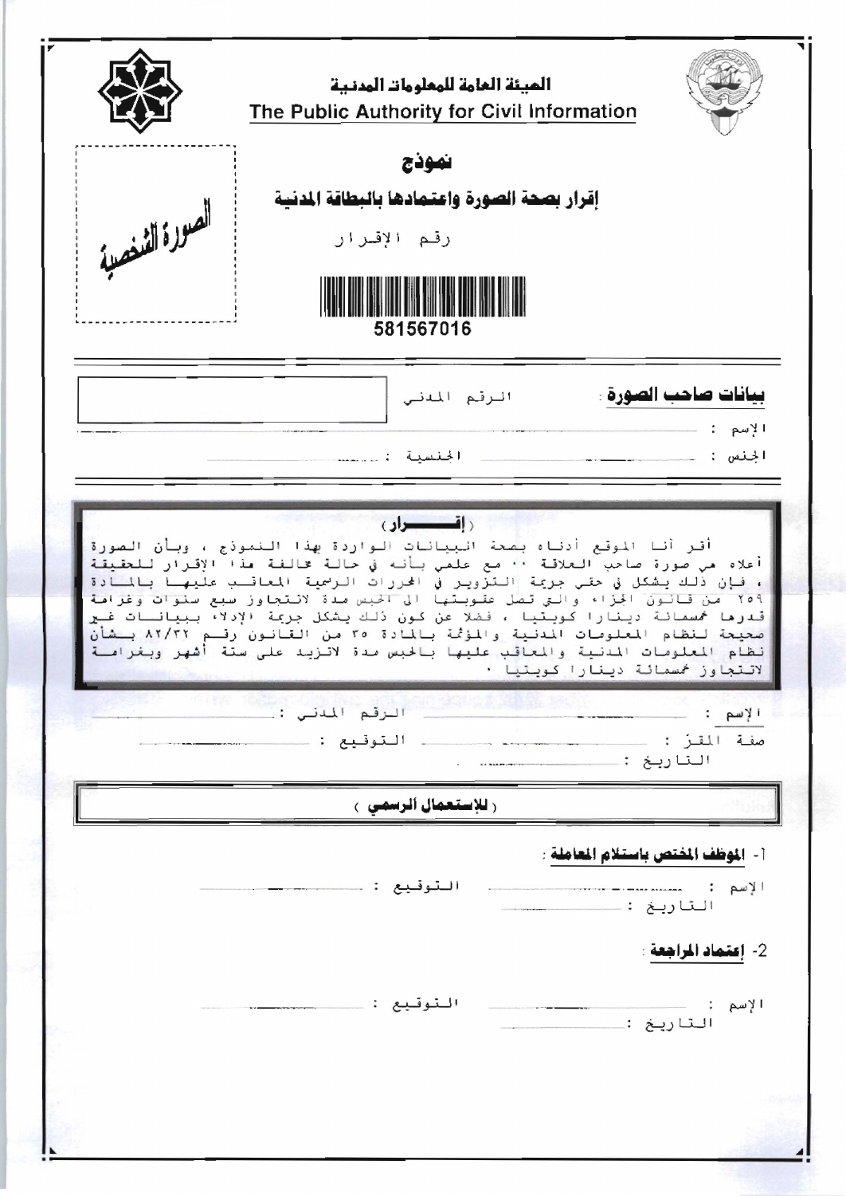# الهيئة العامة للمعلومات المدنية
# The Public Authority for Civil Information

الصورة الشخصية

## نموذج

## إقرار بصحة الصورة واعتمادها بالبطاقة المدنية

رقم الإقرار

581567016

---

**بيانات صاحب الصورة**:  الرقم المدني

الإسم : ........................................................................

الجنس : .............................. الجنسية : ..............................

---

### ( إقــــــرار )

أقر أنا الموقع أدناه بصحة البيانات الواردة بهذا النموذج ، وبأن الصورة أعلاه هي صورة صاحب العلاقة .. مع علمي بأنه في حالة مخالفة هذا الإقرار للحقيقة ، فإن ذلك يشكل في حقي جريمة التزوير في المحررات الرسمية المعاقب عليها بالمادة ٢٥٩ من قانون الجزاء والتي تصل عقوبتها الى الحبس مدة لاتتجاوز سبع سنوات وغرامة قدرها خمسمائة دينارا كويتيا ، فضلا عن كون ذلك يشكل جريمة الإدلاء ببيانات غير صحيحة لنظام المعلومات المدنية والمؤثمة بالمادة ٣٥ من القانون رقم ٨٢/٣٢ بشأن نظام المعلومات المدنية والمعاقب عليها بالحبس مدة لاتزيد على ستة أشهر وبغرامة لاتتجاوز خمسمائة دينارا كويتيا .

الإسم : .............................. الرقم المدني : ..............................

صفة المقر : .............................. التوقيع : ..............................

التاريخ : ..............................

---

### ( للإستعمال الرسمي )

1- **الموظف المختص باستلام المعاملة** :

الإسم : .............................. التوقيع : ..............................

التاريخ : ..............................

2- **إعتماد المراجعة** :

الإسم : .............................. التوقيع : ..............................

التاريخ : ..............................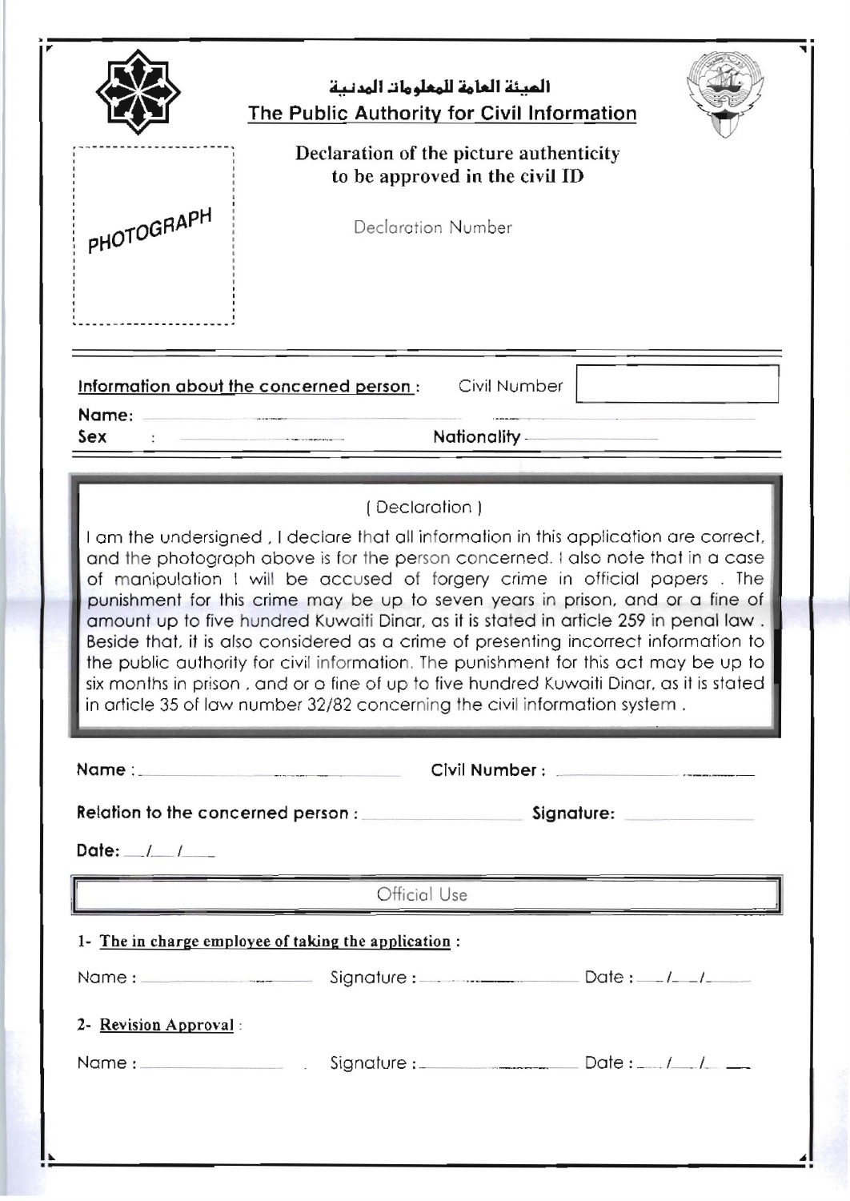الهيئة العامة للمعلومات المدنية

# The Public Authority for Civil Information

PHOTOGRAPH

## Declaration of the picture authenticity to be approved in the civil ID

Declaration Number

**Information about the concerned person :** Civil Number

**Name:**

**Sex :** **Nationality**

( Declaration )

I am the undersigned , I declare that all information in this application are correct, and the photograph above is for the person concerned. I also note that in a case of manipulation I will be accused of forgery crime in official papers . The punishment for this crime may be up to seven years in prison, and or a fine of amount up to five hundred Kuwaiti Dinar, as it is stated in article 259 in penal law . Beside that, it is also considered as a crime of presenting incorrect information to the public authority for civil information. The punishment for this act may be up to six months in prison , and or a fine of up to five hundred Kuwaiti Dinar, as it is stated in article 35 of law number 32/82 concerning the civil information system .

**Name :** **Civil Number :**

**Relation to the concerned person :** **Signature:**

**Date:** \_\_/\_\_/\_\_

Official Use

1- **The in charge employee of taking the application :**

Name : Signature : Date : \_\_/\_\_/\_\_

2- **Revision Approval** :

Name : Signature : Date : \_\_/\_\_/\_\_